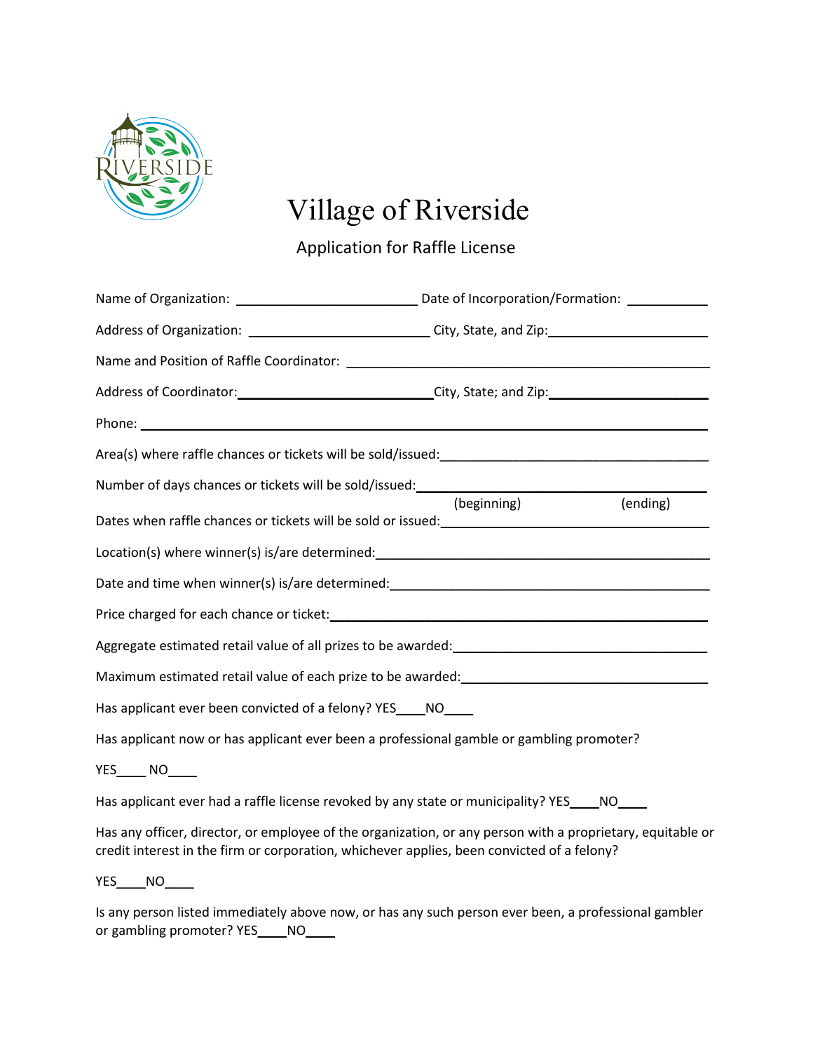# Village of Riverside

## Application for Raffle License

Name of Organization: ________________________ Date of Incorporation/Formation: ___________

Address of Organization: ________________________ City, State, and Zip: ______________________

Name and Position of Raffle Coordinator: ________________________________________________

Address of Coordinator: ________________________ City, State; and Zip: ______________________

Phone: ________________________________________________________________________

Area(s) where raffle chances or tickets will be sold/issued: ___________________________________

Number of days chances or tickets will be sold/issued: _______________________________________

(beginning) (ending)

Dates when raffle chances or tickets will be sold or issued: ___________________________________

Location(s) where winner(s) is/are determined: ____________________________________________

Date and time when winner(s) is/are determined: ___________________________________________

Price charged for each chance or ticket: ________________________________________________

Aggregate estimated retail value of all prizes to be awarded: _________________________________

Maximum estimated retail value of each prize to be awarded: _________________________________

Has applicant ever been convicted of a felony? YES____NO____

Has applicant now or has applicant ever been a professional gamble or gambling promoter?

YES____ NO____

Has applicant ever had a raffle license revoked by any state or municipality? YES____NO____

Has any officer, director, or employee of the organization, or any person with a proprietary, equitable or credit interest in the firm or corporation, whichever applies, been convicted of a felony?

YES____NO____

Is any person listed immediately above now, or has any such person ever been, a professional gambler or gambling promoter? YES____NO____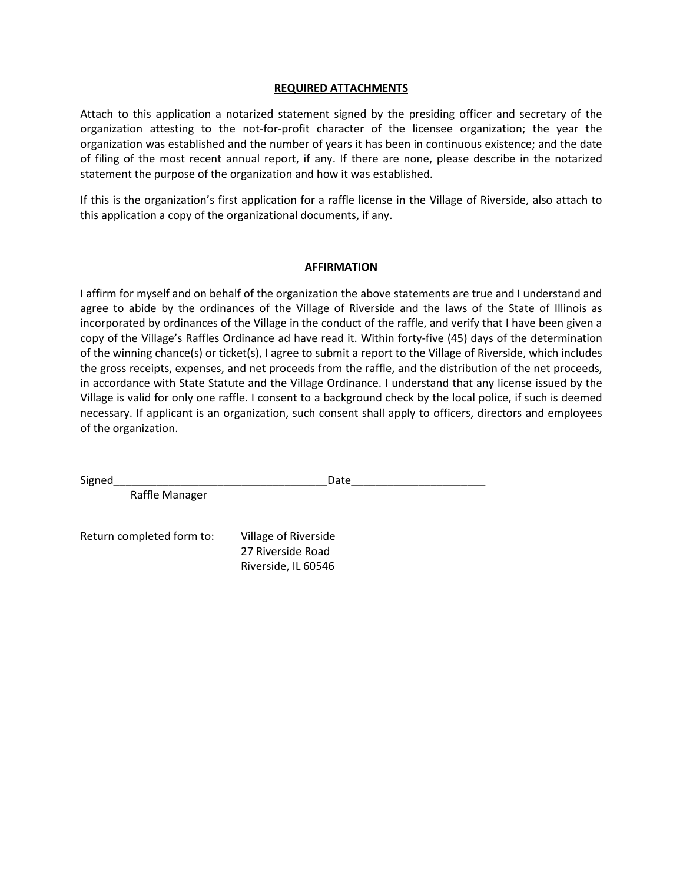## REQUIRED ATTACHMENTS

Attach to this application a notarized statement signed by the presiding officer and secretary of the organization attesting to the not-for-profit character of the licensee organization; the year the organization was established and the number of years it has been in continuous existence; and the date of filing of the most recent annual report, if any. If there are none, please describe in the notarized statement the purpose of the organization and how it was established.

If this is the organization's first application for a raffle license in the Village of Riverside, also attach to this application a copy of the organizational documents, if any.

## AFFIRMATION

I affirm for myself and on behalf of the organization the above statements are true and I understand and agree to abide by the ordinances of the Village of Riverside and the laws of the State of Illinois as incorporated by ordinances of the Village in the conduct of the raffle, and verify that I have been given a copy of the Village's Raffles Ordinance ad have read it. Within forty-five (45) days of the determination of the winning chance(s) or ticket(s), I agree to submit a report to the Village of Riverside, which includes the gross receipts, expenses, and net proceeds from the raffle, and the distribution of the net proceeds, in accordance with State Statute and the Village Ordinance. I understand that any license issued by the Village is valid for only one raffle. I consent to a background check by the local police, if such is deemed necessary. If applicant is an organization, such consent shall apply to officers, directors and employees of the organization.

Signed___________________________________Date______________________

Raffle Manager

Return completed form to: Village of Riverside
27 Riverside Road
Riverside, IL 60546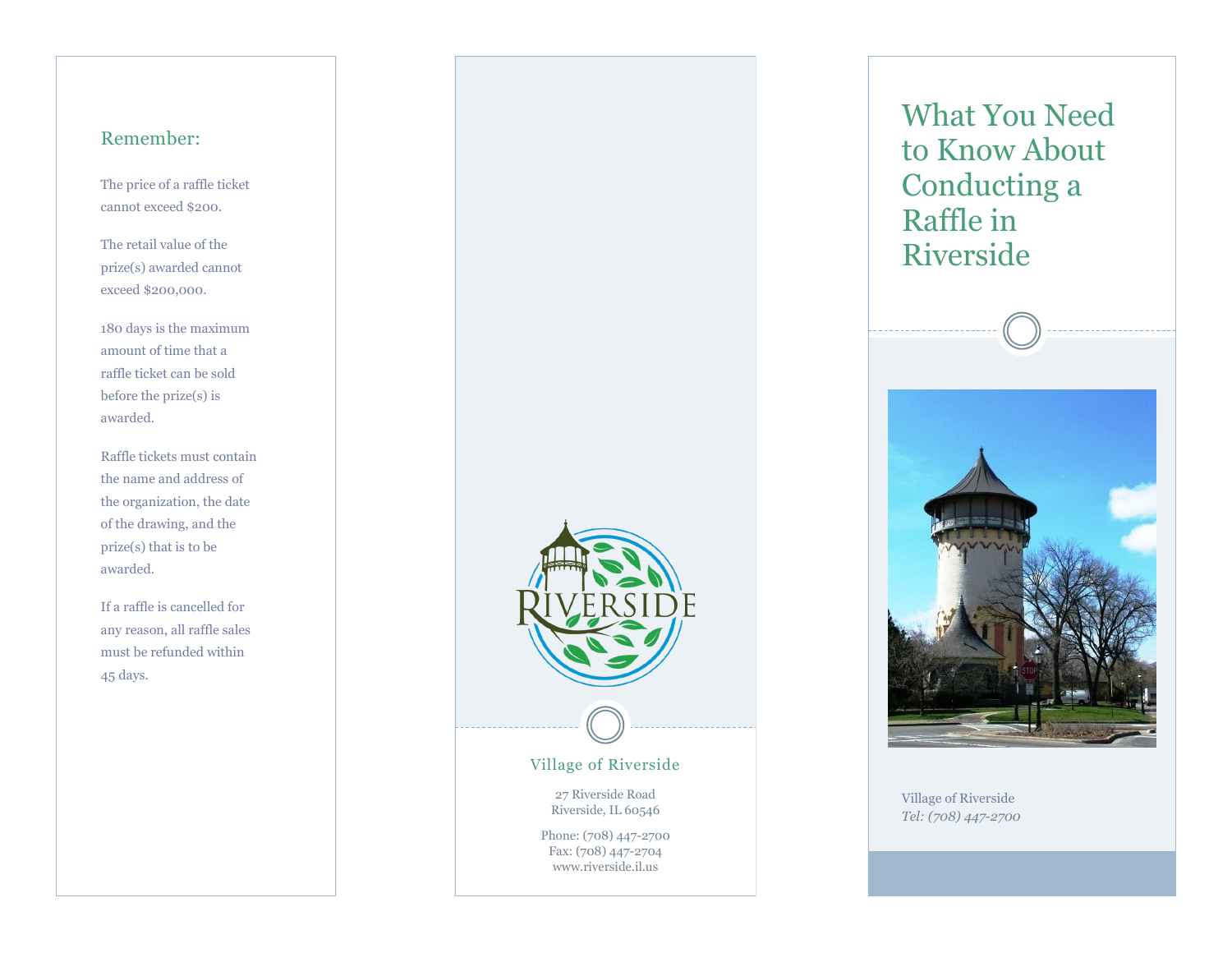## Remember:

The price of a raffle ticket cannot exceed $200.

The retail value of the prize(s) awarded cannot exceed $200,000.

180 days is the maximum amount of time that a raffle ticket can be sold before the prize(s) is awarded.

Raffle tickets must contain the name and address of the organization, the date of the drawing, and the prize(s) that is to be awarded.

If a raffle is cancelled for any reason, all raffle sales must be refunded within 45 days.

RIVERSIDE

Village of Riverside

27 Riverside Road
Riverside, IL 60546

Phone: (708) 447-2700
Fax: (708) 447-2704
www.riverside.il.us

# What You Need to Know About Conducting a Raffle in Riverside

Village of Riverside
*Tel: (708) 447-2700*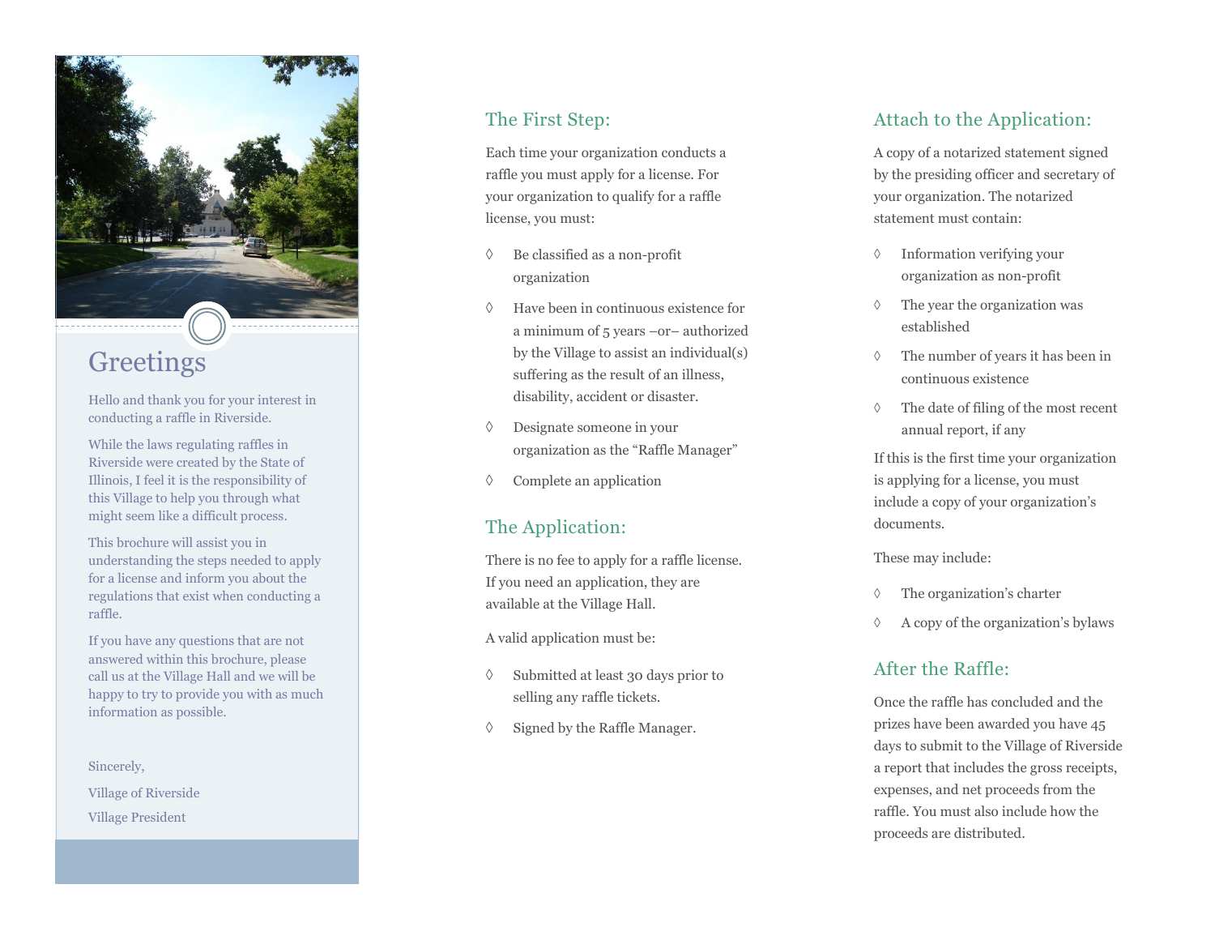## Greetings

Hello and thank you for your interest in conducting a raffle in Riverside.

While the laws regulating raffles in Riverside were created by the State of Illinois, I feel it is the responsibility of this Village to help you through what might seem like a difficult process.

This brochure will assist you in understanding the steps needed to apply for a license and inform you about the regulations that exist when conducting a raffle.

If you have any questions that are not answered within this brochure, please call us at the Village Hall and we will be happy to try to provide you with as much information as possible.

Sincerely,

Village of Riverside

Village President

## The First Step:

Each time your organization conducts a raffle you must apply for a license. For your organization to qualify for a raffle license, you must:

- Be classified as a non-profit organization
- Have been in continuous existence for a minimum of 5 years –or– authorized by the Village to assist an individual(s) suffering as the result of an illness, disability, accident or disaster.
- Designate someone in your organization as the “Raffle Manager”
- Complete an application

## The Application:

There is no fee to apply for a raffle license. If you need an application, they are available at the Village Hall.

A valid application must be:

- Submitted at least 30 days prior to selling any raffle tickets.
- Signed by the Raffle Manager.

## Attach to the Application:

A copy of a notarized statement signed by the presiding officer and secretary of your organization. The notarized statement must contain:

- Information verifying your organization as non-profit
- The year the organization was established
- The number of years it has been in continuous existence
- The date of filing of the most recent annual report, if any

If this is the first time your organization is applying for a license, you must include a copy of your organization’s documents.

These may include:

- The organization’s charter
- A copy of the organization’s bylaws

## After the Raffle:

Once the raffle has concluded and the prizes have been awarded you have 45 days to submit to the Village of Riverside a report that includes the gross receipts, expenses, and net proceeds from the raffle. You must also include how the proceeds are distributed.